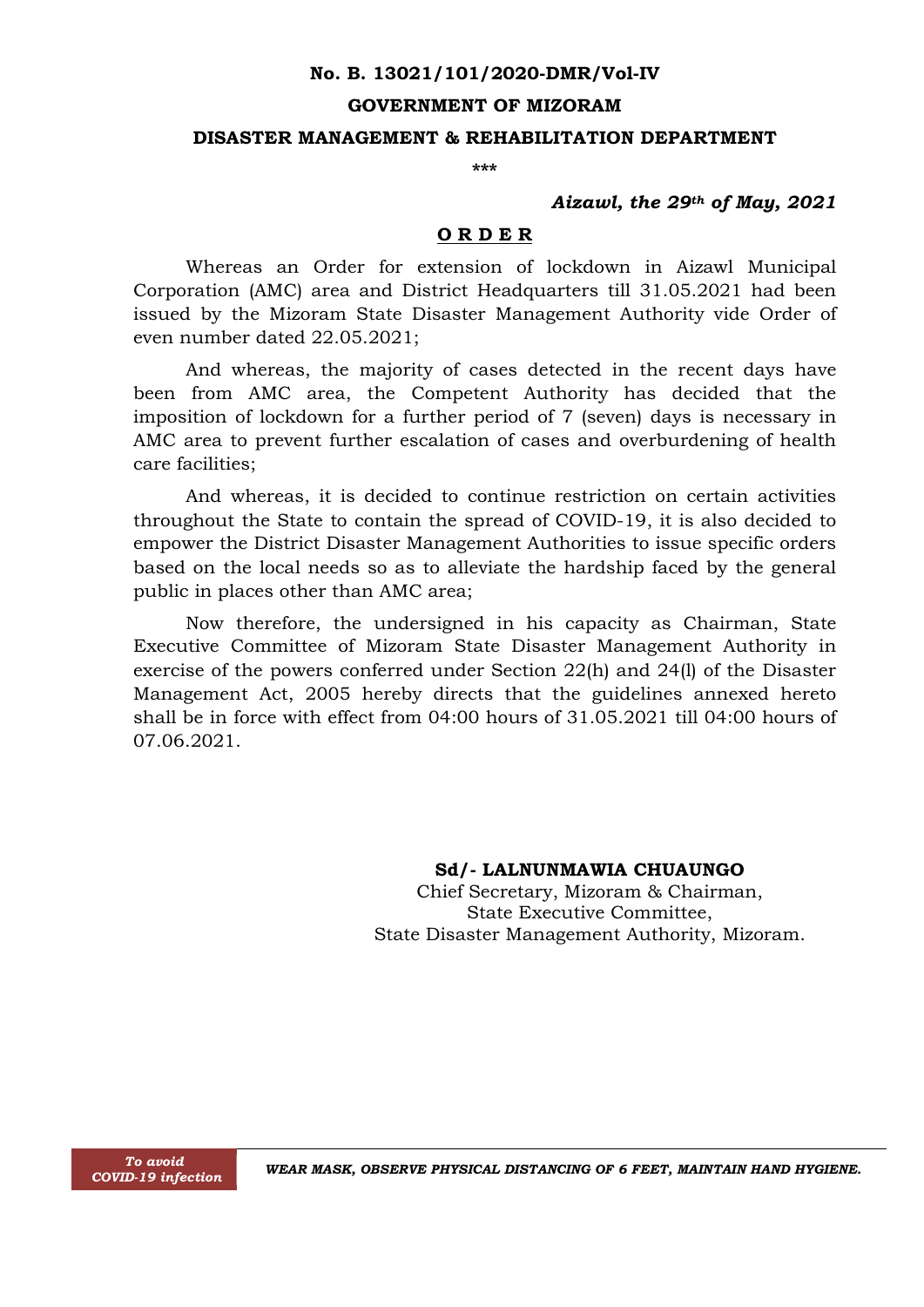**No. B. 13021/101/2020-DMR/Vol-IV**

**GOVERNMENT OF MIZORAM**

**DISASTER MANAGEMENT & REHABILITATION DEPARTMENT**

\*\*\*

***Aizawl, the 29th of May, 2021***

**<u>O R D E R</u>**

Whereas an Order for extension of lockdown in Aizawl Municipal Corporation (AMC) area and District Headquarters till 31.05.2021 had been issued by the Mizoram State Disaster Management Authority vide Order of even number dated 22.05.2021;

And whereas, the majority of cases detected in the recent days have been from AMC area, the Competent Authority has decided that the imposition of lockdown for a further period of 7 (seven) days is necessary in AMC area to prevent further escalation of cases and overburdening of health care facilities;

And whereas, it is decided to continue restriction on certain activities throughout the State to contain the spread of COVID-19, it is also decided to empower the District Disaster Management Authorities to issue specific orders based on the local needs so as to alleviate the hardship faced by the general public in places other than AMC area;

Now therefore, the undersigned in his capacity as Chairman, State Executive Committee of Mizoram State Disaster Management Authority in exercise of the powers conferred under Section 22(h) and 24(l) of the Disaster Management Act, 2005 hereby directs that the guidelines annexed hereto shall be in force with effect from 04:00 hours of 31.05.2021 till 04:00 hours of 07.06.2021.

**Sd/- LALNUNMAWIA CHUAUNGO**
Chief Secretary, Mizoram & Chairman,
State Executive Committee,
State Disaster Management Authority, Mizoram.

***To avoid COVID-19 infection*** — ***WEAR MASK, OBSERVE PHYSICAL DISTANCING OF 6 FEET, MAINTAIN HAND HYGIENE.***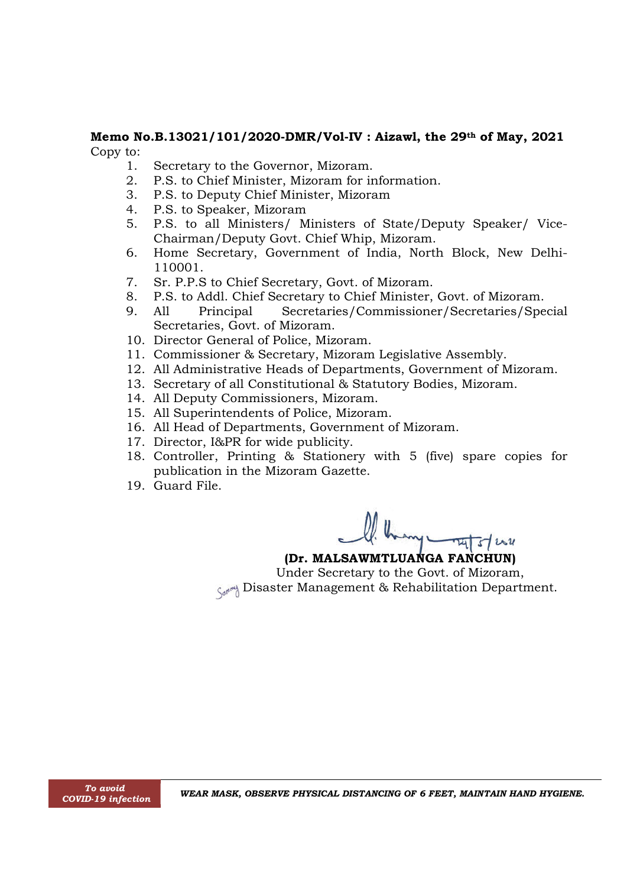**Memo No.B.13021/101/2020-DMR/Vol-IV : Aizawl, the 29th of May, 2021**

Copy to:

1. Secretary to the Governor, Mizoram.
2. P.S. to Chief Minister, Mizoram for information.
3. P.S. to Deputy Chief Minister, Mizoram
4. P.S. to Speaker, Mizoram
5. P.S. to all Ministers/ Ministers of State/Deputy Speaker/ Vice-Chairman/Deputy Govt. Chief Whip, Mizoram.
6. Home Secretary, Government of India, North Block, New Delhi-110001.
7. Sr. P.P.S to Chief Secretary, Govt. of Mizoram.
8. P.S. to Addl. Chief Secretary to Chief Minister, Govt. of Mizoram.
9. All Principal Secretaries/Commissioner/Secretaries/Special Secretaries, Govt. of Mizoram.
10. Director General of Police, Mizoram.
11. Commissioner & Secretary, Mizoram Legislative Assembly.
12. All Administrative Heads of Departments, Government of Mizoram.
13. Secretary of all Constitutional & Statutory Bodies, Mizoram.
14. All Deputy Commissioners, Mizoram.
15. All Superintendents of Police, Mizoram.
16. All Head of Departments, Government of Mizoram.
17. Director, I&PR for wide publicity.
18. Controller, Printing & Stationery with 5 (five) spare copies for publication in the Mizoram Gazette.
19. Guard File.

**(Dr. MALSAWMTLUANGA FANCHUN)**
Under Secretary to the Govt. of Mizoram,
Disaster Management & Rehabilitation Department.

***To avoid COVID-19 infection*** ***WEAR MASK, OBSERVE PHYSICAL DISTANCING OF 6 FEET, MAINTAIN HAND HYGIENE.***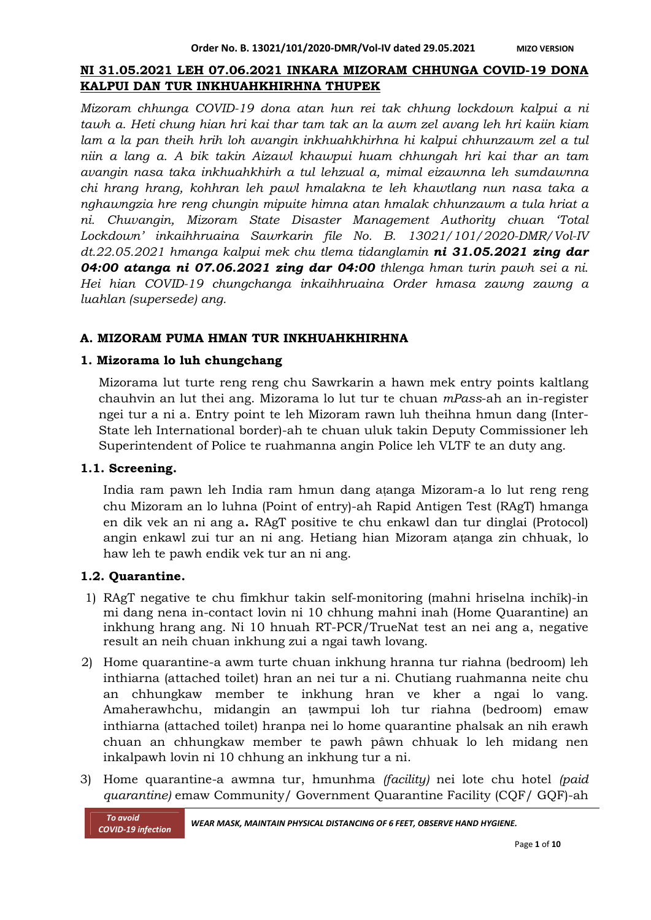**Order No. B. 13021/101/2020-DMR/Vol-IV dated 29.05.2021** **MIZO VERSION**

# NI 31.05.2021 LEH 07.06.2021 INKARA MIZORAM CHHUNGA COVID-19 DONA KALPUI DAN TUR INKHUAHKHIRHNA THUPEK

*Mizoram chhunga COVID-19 dona atan hun rei tak chhung lockdown kalpui a ni tawh a. Heti chung hian hri kai thar tam tak an la awm zel avang leh hri kaiin kiam lam a la pan theih hrih loh avangin inkhuahkhirhna hi kalpui chhunzawm zel a tul niin a lang a. A bik takin Aizawl khawpui huam chhungah hri kai thar an tam avangin nasa taka inkhuahkhirh a tul lehzual a, mimal eizawnna leh sumdawnna chi hrang hrang, kohhran leh pawl hmalakna te leh khawtlang nun nasa taka nghawngzia hre reng chungin mipuite himna atan hmalak chhunzawm a tula hriat a ni. Chuvangin, Mizoram State Disaster Management Authority chuan 'Total Lockdown' inkaihhruaina Sawrkarin file No. B. 13021/101/2020-DMR/Vol-IV dt.22.05.2021 hmanga kalpui mek chu tlema tidanglamin* ***ni 31.05.2021 zing dar 04:00 atanga ni 07.06.2021 zing dar 04:00*** *thlenga hman turin pawh sei a ni. Hei hian COVID-19 chungchanga inkaihhruaina Order hmasa zawng zawng a luahlan (supersede) ang.*

## A. MIZORAM PUMA HMAN TUR INKHUAHKHIRHNA

### 1. Mizorama lo luh chungchang

Mizorama lut turte reng reng chu Sawrkarin a hawn mek entry points kaltlang chauhvin an lut thei ang. Mizorama lo lut tur te chuan *mPass*-ah an in-register ngei tur a ni a. Entry point te leh Mizoram rawn luh theihna hmun dang (Inter-State leh International border)-ah te chuan uluk takin Deputy Commissioner leh Superintendent of Police te ruahmanna angin Police leh VLTF te an duty ang.

### 1.1. Screening.

India ram pawn leh India ram hmun dang aṭanga Mizoram-a lo lut reng reng chu Mizoram an lo luhna (Point of entry)-ah Rapid Antigen Test (RAgT) hmanga en dik vek an ni ang a**.** RAgT positive te chu enkawl dan tur dinglai (Protocol) angin enkawl zui tur an ni ang. Hetiang hian Mizoram aṭanga zin chhuak, lo haw leh te pawh endik vek tur an ni ang.

### 1.2. Quarantine.

1) RAgT negative te chu fimkhur takin self-monitoring (mahni hriselna inchîk)-in mi dang nena in-contact lovin ni 10 chhung mahni inah (Home Quarantine) an inkhung hrang ang. Ni 10 hnuah RT-PCR/TrueNat test an nei ang a, negative result an neih chuan inkhung zui a ngai tawh lovang.
2) Home quarantine-a awm turte chuan inkhung hranna tur riahna (bedroom) leh inthiarna (attached toilet) hran an nei tur a ni. Chutiang ruahmanna neite chu an chhungkaw member te inkhung hran ve kher a ngai lo vang. Amaherawhchu, midangin an ṭawmpui loh tur riahna (bedroom) emaw inthiarna (attached toilet) hranpa nei lo home quarantine phalsak an nih erawh chuan an chhungkaw member te pawh pâwn chhuak lo leh midang nen inkalpawh lovin ni 10 chhung an inkhung tur a ni.
3) Home quarantine-a awmna tur, hmunhma *(facility)* nei lote chu hotel *(paid quarantine)* emaw Community/ Government Quarantine Facility (CQF/ GQF)-ah

**To avoid COVID-19 infection** — *WEAR MASK, MAINTAIN PHYSICAL DISTANCING OF 6 FEET, OBSERVE HAND HYGIENE.*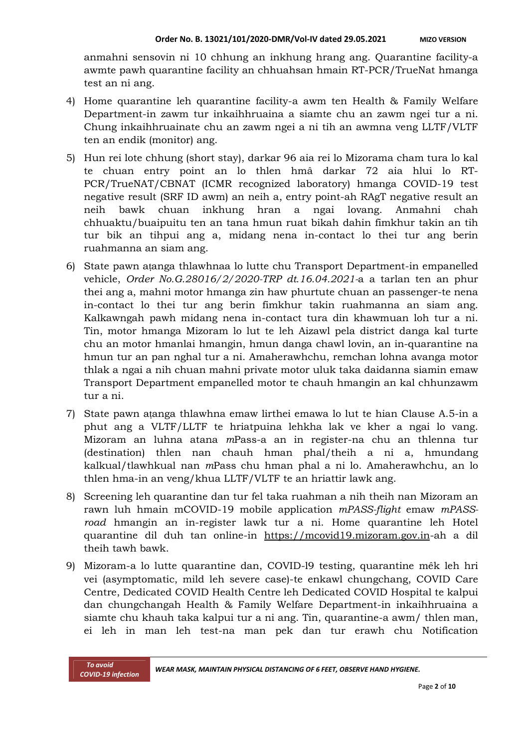anmahni sensovin ni 10 chhung an inkhung hrang ang. Quarantine facility-a awmte pawh quarantine facility an chhuahsan hmain RT-PCR/TrueNat hmanga test an ni ang.

4) Home quarantine leh quarantine facility-a awm ten Health & Family Welfare Department-in zawm tur inkaihhruaina a siamte chu an zawm ngei tur a ni. Chung inkaihhruainate chu an zawm ngei a ni tih an awmna veng LLTF/VLTF ten an endik (monitor) ang.

5) Hun rei lote chhung (short stay), darkar 96 aia rei lo Mizorama cham tura lo kal te chuan entry point an lo thlen hmâ darkar 72 aia hlui lo RT-PCR/TrueNAT/CBNAT (ICMR recognized laboratory) hmanga COVID-19 test negative result (SRF ID awm) an neih a, entry point-ah RAgT negative result an neih bawk chuan inkhung hran a ngai lovang. Anmahni chah chhuaktu/buaipuitu ten an tana hmun ruat bikah dahin fimkhur takin an tih tur bik an tihpui ang a, midang nena in-contact lo thei tur ang berin ruahmanna an siam ang.

6) State pawn aṭanga thlawhnaa lo lutte chu Transport Department-in empanelled vehicle, *Order No.G.28016/2/2020-TRP dt.16.04.2021*-a a tarlan ten an phur thei ang a, mahni motor hmanga zin haw phurtute chuan an passenger-te nena in-contact lo thei tur ang berin fimkhur takin ruahmanna an siam ang. Kalkawngah pawh midang nena in-contact tura din khawmuan loh tur a ni. Tin, motor hmanga Mizoram lo lut te leh Aizawl pela district danga kal turte chu an motor hmanlai hmangin, hmun danga chawl lovin, an in-quarantine na hmun tur an pan nghal tur a ni. Amaherawhchu, remchan lohna avanga motor thlak a ngai a nih chuan mahni private motor uluk taka daidanna siamin emaw Transport Department empanelled motor te chauh hmangin an kal chhunzawm tur a ni.

7) State pawn aṭanga thlawhna emaw lirthei emawa lo lut te hian Clause A.5-in a phut ang a VLTF/LLTF te hriatpuina lehkha lak ve kher a ngai lo vang. Mizoram an luhna atana *m*Pass-a an in register-na chu an thlenna tur (destination) thlen nan chauh hman phal/theih a ni a, hmundang kalkual/tlawhkual nan *m*Pass chu hman phal a ni lo. Amaherawhchu, an lo thlen hma-in an veng/khua LLTF/VLTF te an hriattir lawk ang.

8) Screening leh quarantine dan tur fel taka ruahman a nih theih nan Mizoram an rawn luh hmain mCOVID-19 mobile application *mPASS-flight* emaw *mPASS-road* hmangin an in-register lawk tur a ni. Home quarantine leh Hotel quarantine dil duh tan online-in https://mcovid19.mizoram.gov.in-ah a dil theih tawh bawk.

9) Mizoram-a lo lutte quarantine dan, COVID-l9 testing, quarantine mêk leh hri vei (asymptomatic, mild leh severe case)-te enkawl chungchang, COVID Care Centre, Dedicated COVID Health Centre leh Dedicated COVID Hospital te kalpui dan chungchangah Health & Family Welfare Department-in inkaihhruaina a siamte chu khauh taka kalpui tur a ni ang. Tin, quarantine-a awm/ thlen man, ei leh in man leh test-na man pek dan tur erawh chu Notification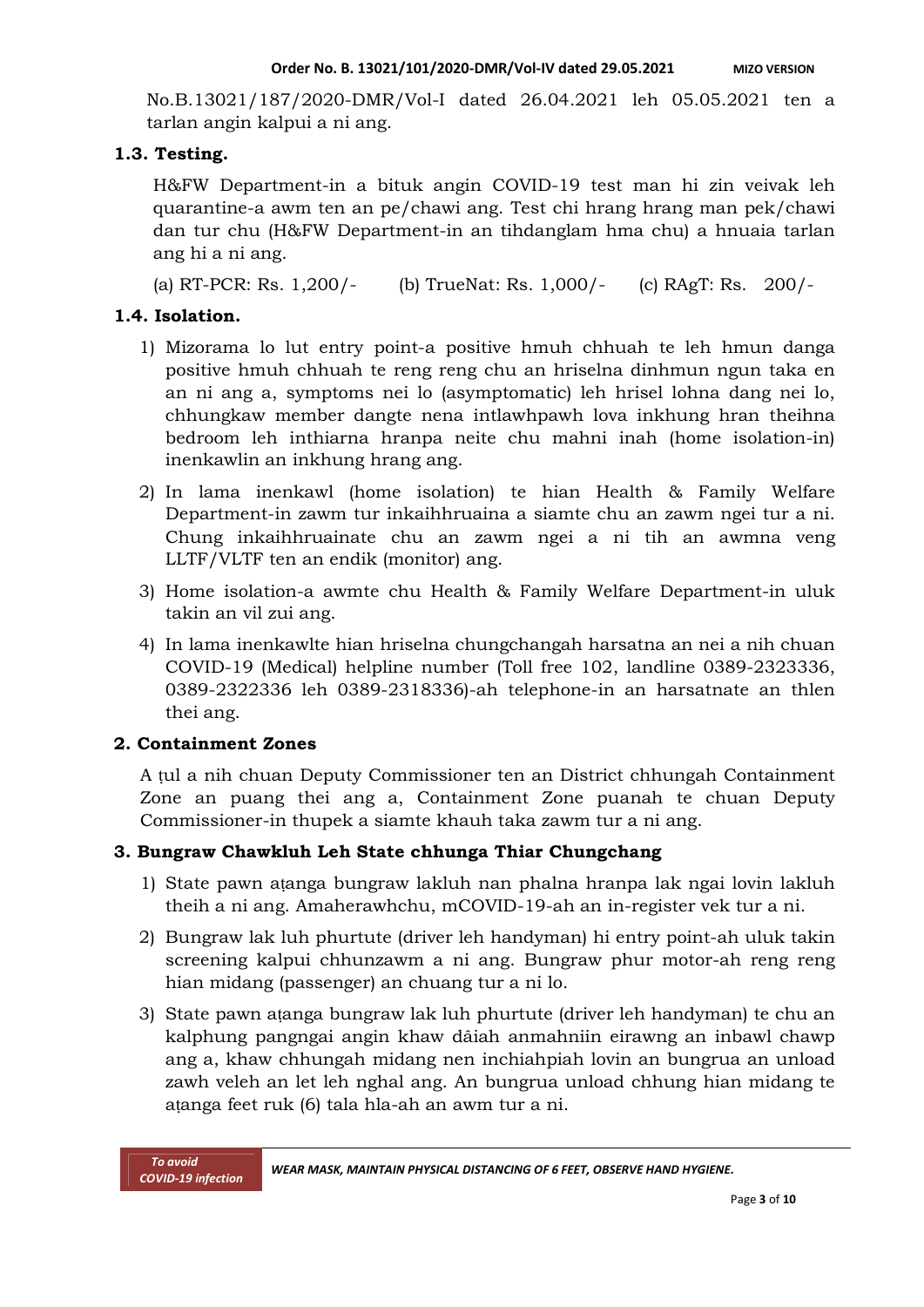No.B.13021/187/2020-DMR/Vol-I dated 26.04.2021 leh 05.05.2021 ten a tarlan angin kalpui a ni ang.

### 1.3. Testing.

H&FW Department-in a bituk angin COVID-19 test man hi zin veivak leh quarantine-a awm ten an pe/chawi ang. Test chi hrang hrang man pek/chawi dan tur chu (H&FW Department-in an tihdanglam hma chu) a hnuaia tarlan ang hi a ni ang.

(a) RT-PCR: Rs. 1,200/-  (b) TrueNat: Rs. 1,000/-  (c) RAgT: Rs. 200/-

### 1.4. Isolation.

1) Mizorama lo lut entry point-a positive hmuh chhuah te leh hmun danga positive hmuh chhuah te reng reng chu an hriselna dinhmun ngun taka en an ni ang a, symptoms nei lo (asymptomatic) leh hrisel lohna dang nei lo, chhungkaw member dangte nena intlawhpawh lova inkhung hran theihna bedroom leh inthiarna hranpa neite chu mahni inah (home isolation-in) inenkawlin an inkhung hrang ang.
2) In lama inenkawl (home isolation) te hian Health & Family Welfare Department-in zawm tur inkaihhruaina a siamte chu an zawm ngei tur a ni. Chung inkaihhruainate chu an zawm ngei a ni tih an awmna veng LLTF/VLTF ten an endik (monitor) ang.
3) Home isolation-a awmte chu Health & Family Welfare Department-in uluk takin an vil zui ang.
4) In lama inenkawlte hian hriselna chungchangah harsatna an nei a nih chuan COVID-19 (Medical) helpline number (Toll free 102, landline 0389-2323336, 0389-2322336 leh 0389-2318336)-ah telephone-in an harsatnate an thlen thei ang.

## 2. Containment Zones

A ṭul a nih chuan Deputy Commissioner ten an District chhungah Containment Zone an puang thei ang a, Containment Zone puanah te chuan Deputy Commissioner-in thupek a siamte khauh taka zawm tur a ni ang.

## 3. Bungraw Chawkluh Leh State chhunga Thiar Chungchang

1) State pawn aṭanga bungraw lakluh nan phalna hranpa lak ngai lovin lakluh theih a ni ang. Amaherawhchu, mCOVID-19-ah an in-register vek tur a ni.
2) Bungraw lak luh phurtute (driver leh handyman) hi entry point-ah uluk takin screening kalpui chhunzawm a ni ang. Bungraw phur motor-ah reng reng hian midang (passenger) an chuang tur a ni lo.
3) State pawn aṭanga bungraw lak luh phurtute (driver leh handyman) te chu an kalphung pangngai angin khaw dâiah anmahniin eirawng an inbawl chawp ang a, khaw chhungah midang nen inchiahpiah lovin an bungrua an unload zawh veleh an let leh nghal ang. An bungrua unload chhung hian midang te aṭanga feet ruk (6) tala hla-ah an awm tur a ni.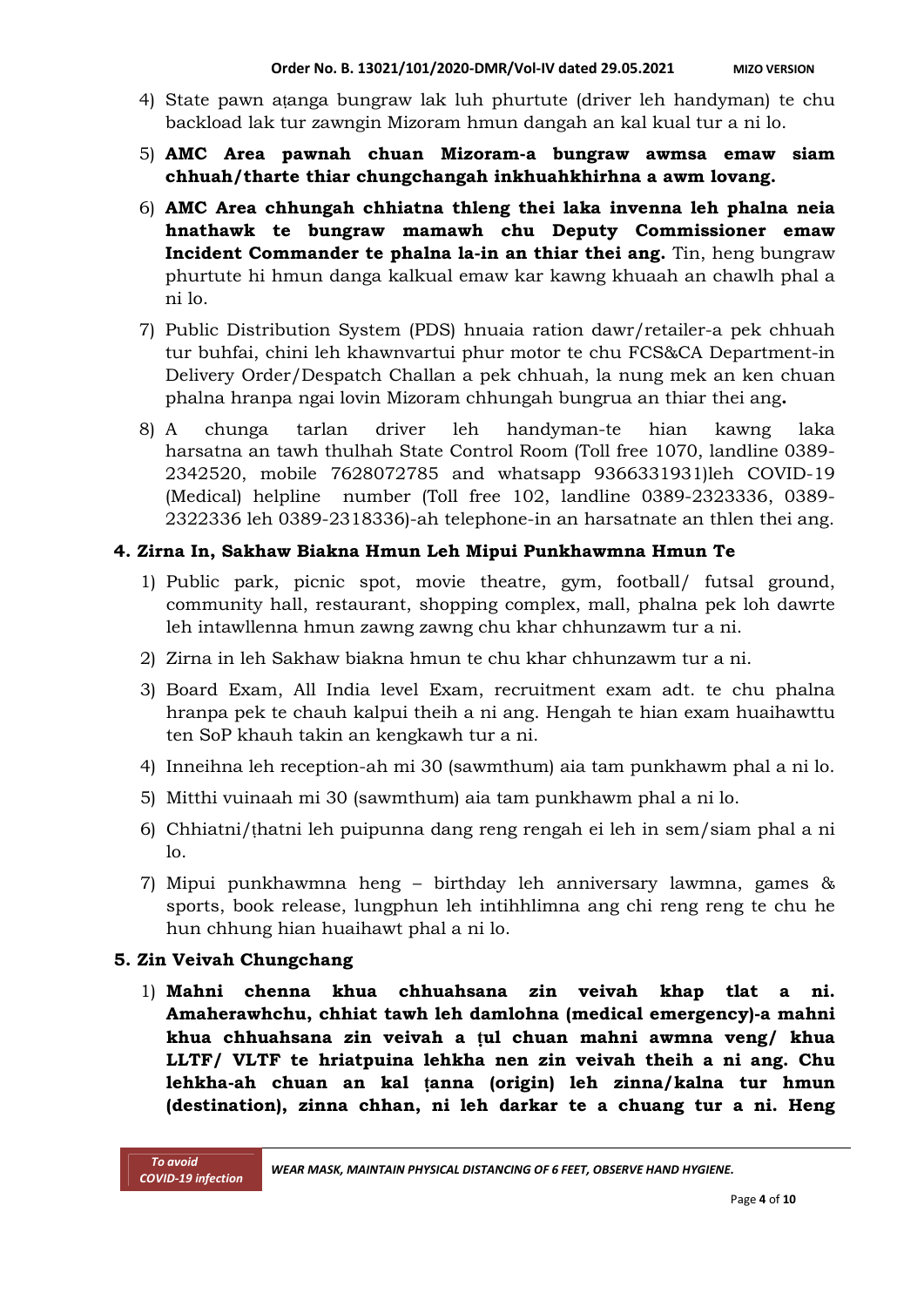4) State pawn aṭanga bungraw lak luh phurtute (driver leh handyman) te chu backload lak tur zawngin Mizoram hmun dangah an kal kual tur a ni lo.

5) **AMC Area pawnah chuan Mizoram-a bungraw awmsa emaw siam chhuah/tharte thiar chungchangah inkhuahkhirhna a awm lovang.**

6) **AMC Area chhungah chhiatna thleng thei laka invenna leh phalna neia hnathawk te bungraw mamawh chu Deputy Commissioner emaw Incident Commander te phalna la-in an thiar thei ang.** Tin, heng bungraw phurtute hi hmun danga kalkual emaw kar kawng khuaah an chawlh phal a ni lo.

7) Public Distribution System (PDS) hnuaia ration dawr/retailer-a pek chhuah tur buhfai, chini leh khawnvartui phur motor te chu FCS&CA Department-in Delivery Order/Despatch Challan a pek chhuah, la nung mek an ken chuan phalna hranpa ngai lovin Mizoram chhungah bungrua an thiar thei ang**.**

8) A chunga tarlan driver leh handyman-te hian kawng laka harsatna an tawh thulhah State Control Room (Toll free 1070, landline 0389-2342520, mobile 7628072785 and whatsapp 9366331931)leh COVID-19 (Medical) helpline number (Toll free 102, landline 0389-2323336, 0389-2322336 leh 0389-2318336)-ah telephone-in an harsatnate an thlen thei ang.

## 4. Zirna In, Sakhaw Biakna Hmun Leh Mipui Punkhawmna Hmun Te

1) Public park, picnic spot, movie theatre, gym, football/ futsal ground, community hall, restaurant, shopping complex, mall, phalna pek loh dawrte leh intawllenna hmun zawng zawng chu khar chhunzawm tur a ni.

2) Zirna in leh Sakhaw biakna hmun te chu khar chhunzawm tur a ni.

3) Board Exam, All India level Exam, recruitment exam adt. te chu phalna hranpa pek te chauh kalpui theih a ni ang. Hengah te hian exam huaihawttu ten SoP khauh takin an kengkawh tur a ni.

4) Inneihna leh reception-ah mi 30 (sawmthum) aia tam punkhawm phal a ni lo.

5) Mitthi vuinaah mi 30 (sawmthum) aia tam punkhawm phal a ni lo.

6) Chhiatni/ṭhatni leh puipunna dang reng rengah ei leh in sem/siam phal a ni lo.

7) Mipui punkhawmna heng – birthday leh anniversary lawmna, games & sports, book release, lungphun leh intihhlimna ang chi reng reng te chu he hun chhung hian huaihawt phal a ni lo.

## 5. Zin Veivah Chungchang

1) **Mahni chenna khua chhuahsana zin veivah khap tlat a ni. Amaherawhchu, chhiat tawh leh damlohna (medical emergency)-a mahni khua chhuahsana zin veivah a ṭul chuan mahni awmna veng/ khua LLTF/ VLTF te hriatpuina lehkha nen zin veivah theih a ni ang. Chu lehkha-ah chuan an kal ṭanna (origin) leh zinna/kalna tur hmun (destination), zinna chhan, ni leh darkar te a chuang tur a ni. Heng**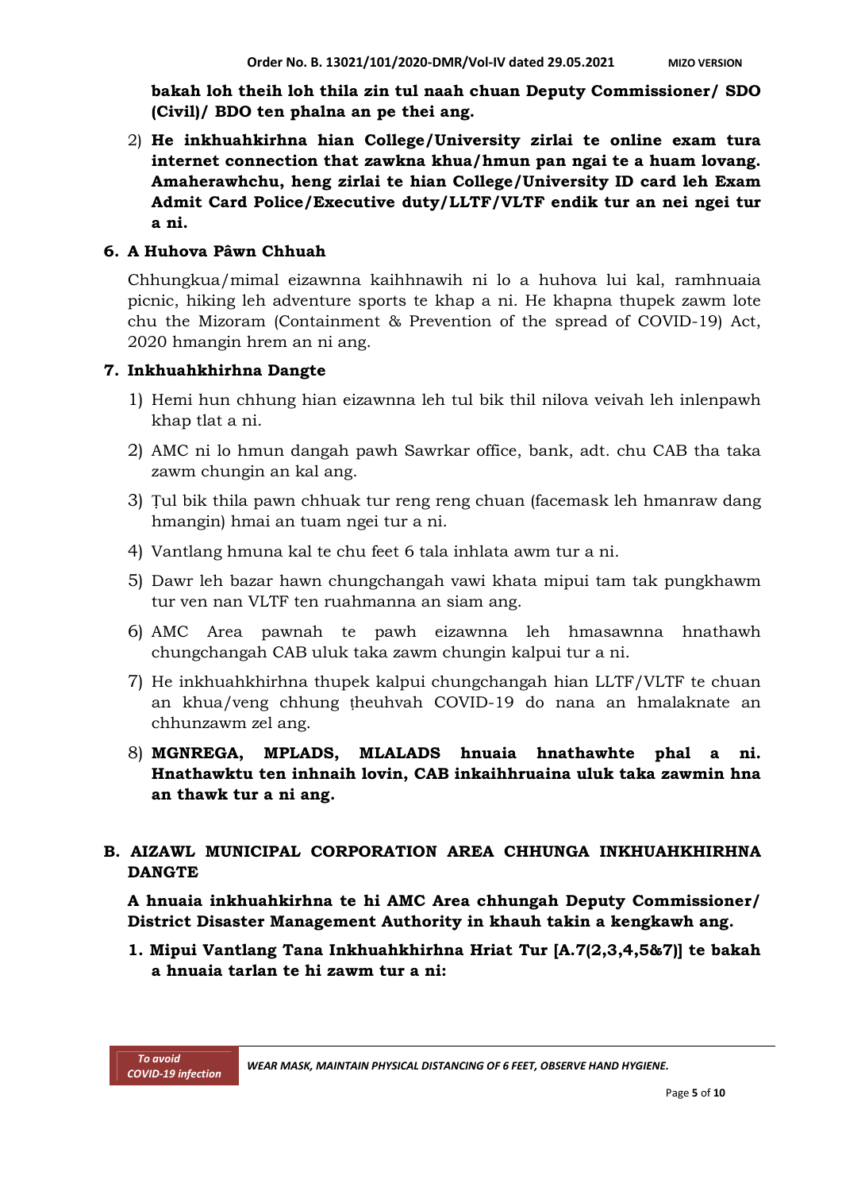**bakah loh theih loh thila zin tul naah chuan Deputy Commissioner/ SDO (Civil)/ BDO ten phalna an pe thei ang.**

2) **He inkhuahkirhna hian College/University zirlai te online exam tura internet connection that zawkna khua/hmun pan ngai te a huam lovang. Amaherawhchu, heng zirlai te hian College/University ID card leh Exam Admit Card Police/Executive duty/LLTF/VLTF endik tur an nei ngei tur a ni.**

### 6. A Huhova Pâwn Chhuah

Chhungkua/mimal eizawnna kaihhnawih ni lo a huhova lui kal, ramhnuaia picnic, hiking leh adventure sports te khap a ni. He khapna thupek zawm lote chu the Mizoram (Containment & Prevention of the spread of COVID-19) Act, 2020 hmangin hrem an ni ang.

### 7. Inkhuahkhirhna Dangte

1) Hemi hun chhung hian eizawnna leh tul bik thil nilova veivah leh inlenpawh khap tlat a ni.
2) AMC ni lo hmun dangah pawh Sawrkar office, bank, adt. chu CAB tha taka zawm chungin an kal ang.
3) Ṭul bik thila pawn chhuak tur reng reng chuan (facemask leh hmanraw dang hmangin) hmai an tuam ngei tur a ni.
4) Vantlang hmuna kal te chu feet 6 tala inhlata awm tur a ni.
5) Dawr leh bazar hawn chungchangah vawi khata mipui tam tak pungkhawm tur ven nan VLTF ten ruahmanna an siam ang.
6) AMC Area pawnah te pawh eizawnna leh hmasawnna hnathawh chungchangah CAB uluk taka zawm chungin kalpui tur a ni.
7) He inkhuahkhirhna thupek kalpui chungchangah hian LLTF/VLTF te chuan an khua/veng chhung ṭheuhvah COVID-19 do nana an hmalaknate an chhunzawm zel ang.
8) **MGNREGA, MPLADS, MLALADS hnuaia hnathawhte phal a ni. Hnathawktu ten inhnaih lovin, CAB inkaihhruaina uluk taka zawmin hna an thawk tur a ni ang.**

## B. AIZAWL MUNICIPAL CORPORATION AREA CHHUNGA INKHUAHKHIRHNA DANGTE

**A hnuaia inkhuahkirhna te hi AMC Area chhungah Deputy Commissioner/ District Disaster Management Authority in khauh takin a kengkawh ang.**

**1. Mipui Vantlang Tana Inkhuahkhirhna Hriat Tur [A.7(2,3,4,5&7)] te bakah a hnuaia tarlan te hi zawm tur a ni:**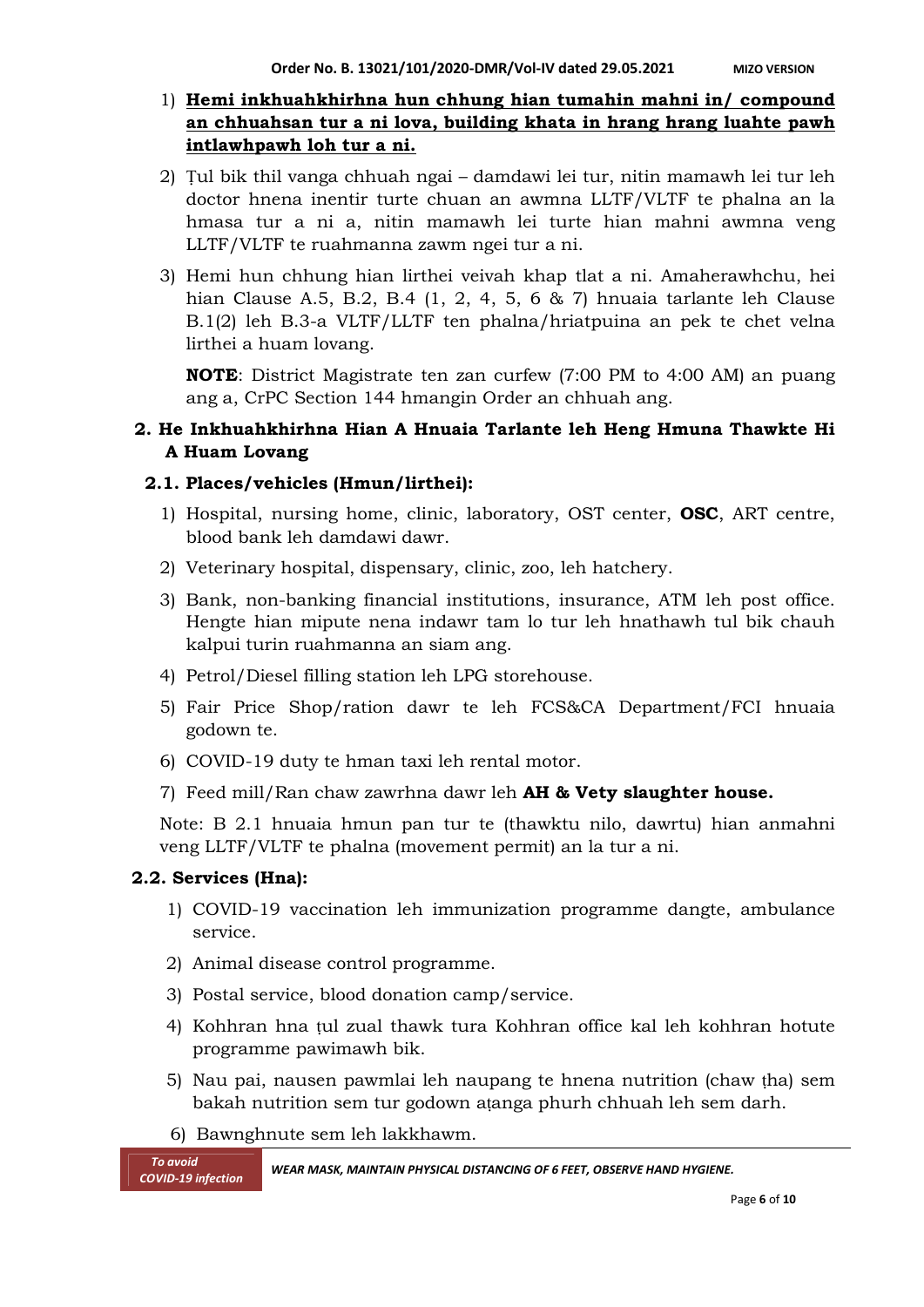1) **<u>Hemi inkhuahkhirhna hun chhung hian tumahin mahni in/ compound an chhuahsan tur a ni lova, building khata in hrang hrang luahte pawh intlawhpawh loh tur a ni.</u>**

2) Ṭul bik thil vanga chhuah ngai – damdawi lei tur, nitin mamawh lei tur leh doctor hnena inentir turte chuan an awmna LLTF/VLTF te phalna an la hmasa tur a ni a, nitin mamawh lei turte hian mahni awmna veng LLTF/VLTF te ruahmanna zawm ngei tur a ni.

3) Hemi hun chhung hian lirthei veivah khap tlat a ni. Amaherawhchu, hei hian Clause A.5, B.2, B.4 (1, 2, 4, 5, 6 & 7) hnuaia tarlante leh Clause B.1(2) leh B.3-a VLTF/LLTF ten phalna/hriatpuina an pek te chet velna lirthei a huam lovang.

**NOTE**: District Magistrate ten zan curfew (7:00 PM to 4:00 AM) an puang ang a, CrPC Section 144 hmangin Order an chhuah ang.

## 2. He Inkhuahkhirhna Hian A Hnuaia Tarlante leh Heng Hmuna Thawkte Hi A Huam Lovang

### 2.1. Places/vehicles (Hmun/lirthei):

1) Hospital, nursing home, clinic, laboratory, OST center, **OSC**, ART centre, blood bank leh damdawi dawr.
2) Veterinary hospital, dispensary, clinic, zoo, leh hatchery.
3) Bank, non-banking financial institutions, insurance, ATM leh post office. Hengte hian mipute nena indawr tam lo tur leh hnathawh tul bik chauh kalpui turin ruahmanna an siam ang.
4) Petrol/Diesel filling station leh LPG storehouse.
5) Fair Price Shop/ration dawr te leh FCS&CA Department/FCI hnuaia godown te.
6) COVID-19 duty te hman taxi leh rental motor.
7) Feed mill/Ran chaw zawrhna dawr leh **AH & Vety slaughter house.**

Note: B 2.1 hnuaia hmun pan tur te (thawktu nilo, dawrtu) hian anmahni veng LLTF/VLTF te phalna (movement permit) an la tur a ni.

### 2.2. Services (Hna):

1) COVID-19 vaccination leh immunization programme dangte, ambulance service.
2) Animal disease control programme.
3) Postal service, blood donation camp/service.
4) Kohhran hna ṭul zual thawk tura Kohhran office kal leh kohhran hotute programme pawimawh bik.
5) Nau pai, nausen pawmlai leh naupang te hnena nutrition (chaw ṭha) sem bakah nutrition sem tur godown aṭanga phurh chhuah leh sem darh.
6) Bawnghnute sem leh lakkhawm.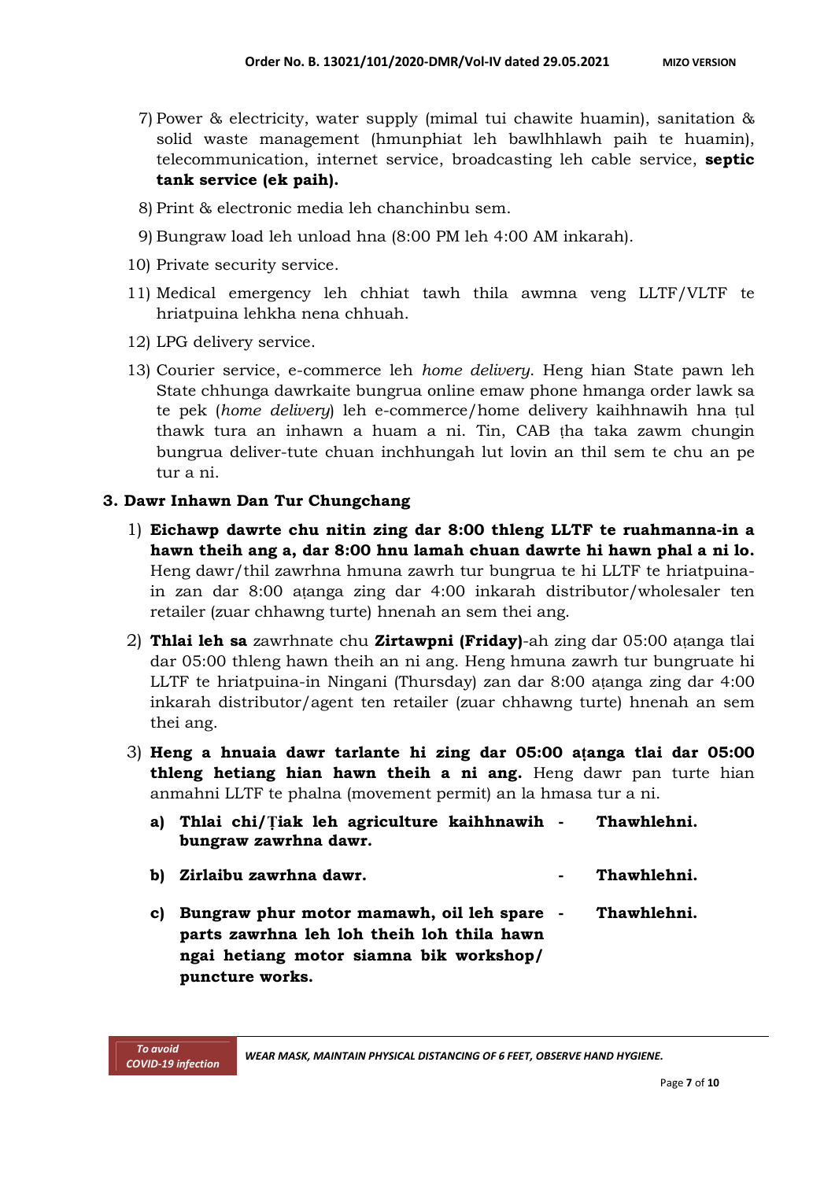7) Power & electricity, water supply (mimal tui chawite huamin), sanitation & solid waste management (hmunphiat leh bawlhhlawh paih te huamin), telecommunication, internet service, broadcasting leh cable service, **septic tank service (ek paih).**

8) Print & electronic media leh chanchinbu sem.

9) Bungraw load leh unload hna (8:00 PM leh 4:00 AM inkarah).

10) Private security service.

11) Medical emergency leh chhiat tawh thila awmna veng LLTF/VLTF te hriatpuina lehkha nena chhuah.

12) LPG delivery service.

13) Courier service, e-commerce leh *home delivery*. Heng hian State pawn leh State chhunga dawrkaite bungrua online emaw phone hmanga order lawk sa te pek (*home delivery*) leh e-commerce/home delivery kaihhnawih hna ṭul thawk tura an inhawn a huam a ni. Tin, CAB ṭha taka zawm chungin bungrua deliver-tute chuan inchhungah lut lovin an thil sem te chu an pe tur a ni.

### 3. Dawr Inhawn Dan Tur Chungchang

1) **Eichawp dawrte chu nitin zing dar 8:00 thleng LLTF te ruahmanna-in a hawn theih ang a, dar 8:00 hnu lamah chuan dawrte hi hawn phal a ni lo.** Heng dawr/thil zawrhna hmuna zawrh tur bungrua te hi LLTF te hriatpuina-in zan dar 8:00 aṭanga zing dar 4:00 inkarah distributor/wholesaler ten retailer (zuar chhawng turte) hnenah an sem thei ang.

2) **Thlai leh sa** zawrhnate chu **Zirtawpni (Friday)**-ah zing dar 05:00 aṭanga tlai dar 05:00 thleng hawn theih an ni ang. Heng hmuna zawrh tur bungruate hi LLTF te hriatpuina-in Ningani (Thursday) zan dar 8:00 aṭanga zing dar 4:00 inkarah distributor/agent ten retailer (zuar chhawng turte) hnenah an sem thei ang.

3) **Heng a hnuaia dawr tarlante hi zing dar 05:00 aṭanga tlai dar 05:00 thleng hetiang hian hawn theih a ni ang.** Heng dawr pan turte hian anmahni LLTF te phalna (movement permit) an la hmasa tur a ni.

   a) **Thlai chi/Ṭiak leh agriculture kaihhnawih bungraw zawrhna dawr.** - **Thawhlehni.**

   b) **Zirlaibu zawrhna dawr.** - **Thawhlehni.**

   c) **Bungraw phur motor mamawh, oil leh spare parts zawrhna leh loh theih loh thila hawn ngai hetiang motor siamna bik workshop/ puncture works.** - **Thawhlehni.**

*To avoid COVID-19 infection* — *WEAR MASK, MAINTAIN PHYSICAL DISTANCING OF 6 FEET, OBSERVE HAND HYGIENE.*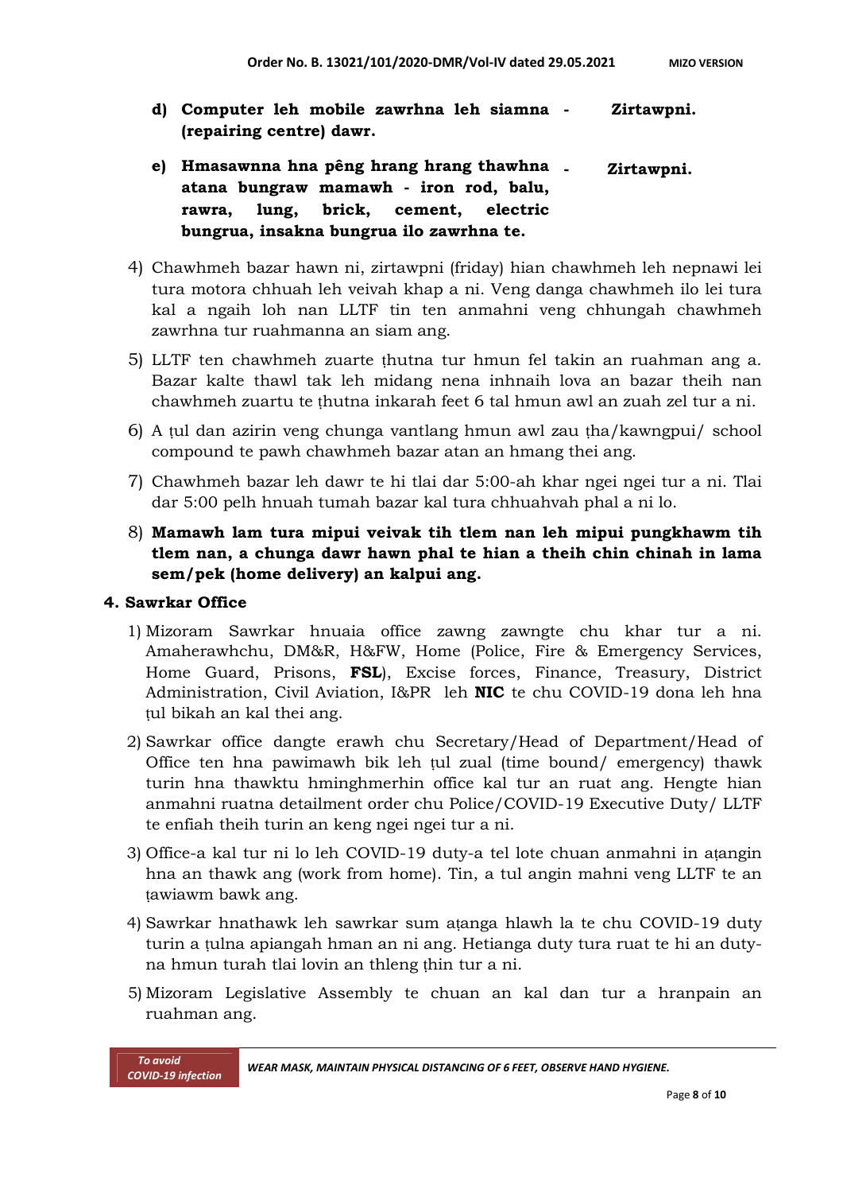d) **Computer leh mobile zawrhna leh siamna (repairing centre) dawr.** - **Zirtawpni.**

e) **Hmasawnna hna pêng hrang hrang thawhna atana bungraw mamawh - iron rod, balu, rawra, lung, brick, cement, electric bungrua, insakna bungrua ilo zawrhna te.** - **Zirtawpni.**

4) Chawhmeh bazar hawn ni, zirtawpni (friday) hian chawhmeh leh nepnawi lei tura motora chhuah leh veivah khap a ni. Veng danga chawhmeh ilo lei tura kal a ngaih loh nan LLTF tin ten anmahni veng chhungah chawhmeh zawrhna tur ruahmanna an siam ang.

5) LLTF ten chawhmeh zuarte ṭhutna tur hmun fel takin an ruahman ang a. Bazar kalte thawl tak leh midang nena inhnaih lova an bazar theih nan chawhmeh zuartu te ṭhutna inkarah feet 6 tal hmun awl an zuah zel tur a ni.

6) A ṭul dan azirin veng chunga vantlang hmun awl zau ṭha/kawngpui/ school compound te pawh chawhmeh bazar atan an hmang thei ang.

7) Chawhmeh bazar leh dawr te hi tlai dar 5:00-ah khar ngei ngei tur a ni. Tlai dar 5:00 pelh hnuah tumah bazar kal tura chhuahvah phal a ni lo.

8) **Mamawh lam tura mipui veivak tih tlem nan leh mipui pungkhawm tih tlem nan, a chunga dawr hawn phal te hian a theih chin chinah in lama sem/pek (home delivery) an kalpui ang.**

### 4. Sawrkar Office

1) Mizoram Sawrkar hnuaia office zawng zawngte chu khar tur a ni. Amaherawhchu, DM&R, H&FW, Home (Police, Fire & Emergency Services, Home Guard, Prisons, **FSL**), Excise forces, Finance, Treasury, District Administration, Civil Aviation, I&PR leh **NIC** te chu COVID-19 dona leh hna ṭul bikah an kal thei ang.

2) Sawrkar office dangte erawh chu Secretary/Head of Department/Head of Office ten hna pawimawh bik leh ṭul zual (time bound/ emergency) thawk turin hna thawktu hminghmerhin office kal tur an ruat ang. Hengte hian anmahni ruatna detailment order chu Police/COVID-19 Executive Duty/ LLTF te enfiah theih turin an keng ngei ngei tur a ni.

3) Office-a kal tur ni lo leh COVID-19 duty-a tel lote chuan anmahni in aṭangin hna an thawk ang (work from home). Tin, a tul angin mahni veng LLTF te an ṭawiawm bawk ang.

4) Sawrkar hnathawk leh sawrkar sum aṭanga hlawh la te chu COVID-19 duty turin a ṭulna apiangah hman an ni ang. Hetianga duty tura ruat te hi an duty-na hmun turah tlai lovin an thleng ṭhin tur a ni.

5) Mizoram Legislative Assembly te chuan an kal dan tur a hranpain an ruahman ang.

*To avoid COVID-19 infection* — *WEAR MASK, MAINTAIN PHYSICAL DISTANCING OF 6 FEET, OBSERVE HAND HYGIENE.*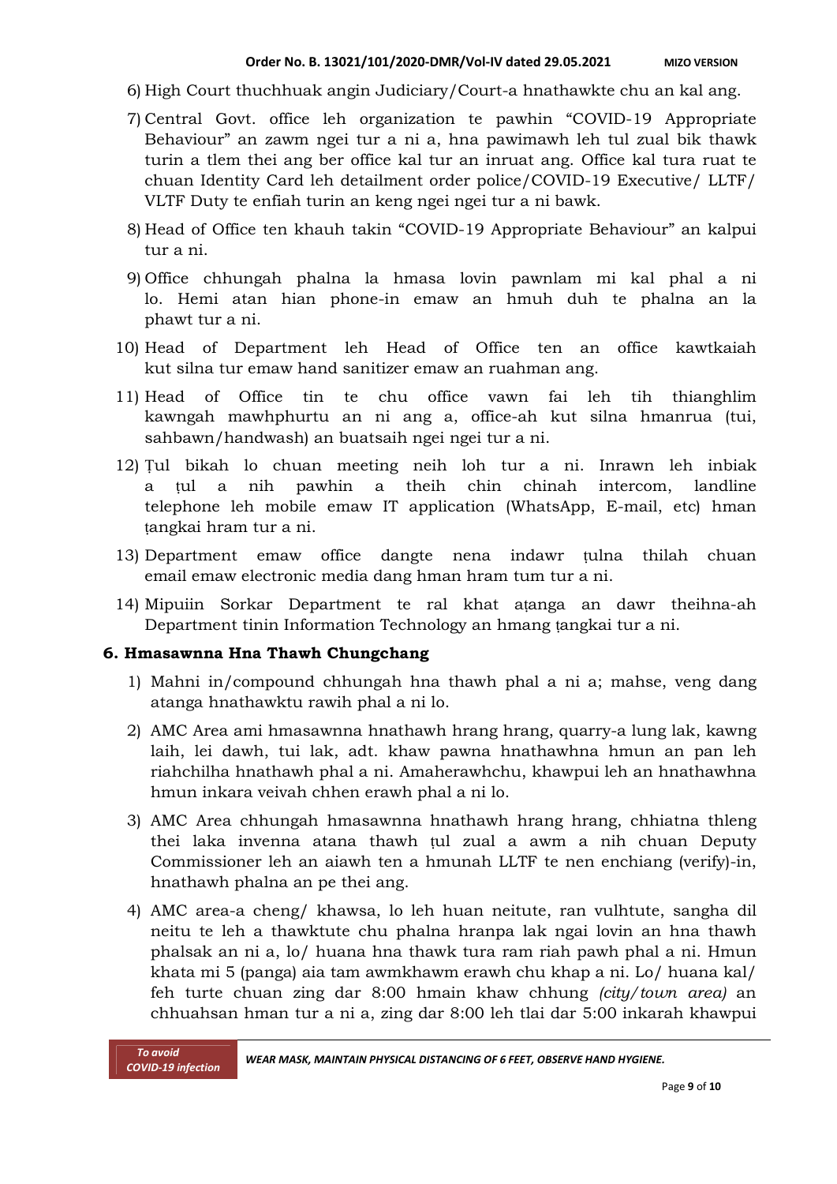6) High Court thuchhuak angin Judiciary/Court-a hnathawkte chu an kal ang.

7) Central Govt. office leh organization te pawhin "COVID-19 Appropriate Behaviour" an zawm ngei tur a ni a, hna pawimawh leh tul zual bik thawk turin a tlem thei ang ber office kal tur an inruat ang. Office kal tura ruat te chuan Identity Card leh detailment order police/COVID-19 Executive/ LLTF/ VLTF Duty te enfiah turin an keng ngei ngei tur a ni bawk.

8) Head of Office ten khauh takin "COVID-19 Appropriate Behaviour" an kalpui tur a ni.

9) Office chhungah phalna la hmasa lovin pawnlam mi kal phal a ni lo. Hemi atan hian phone-in emaw an hmuh duh te phalna an la phawt tur a ni.

10) Head of Department leh Head of Office ten an office kawtkaiah kut silna tur emaw hand sanitizer emaw an ruahman ang.

11) Head of Office tin te chu office vawn fai leh tih thianghlim kawngah mawhphurtu an ni ang a, office-ah kut silna hmanrua (tui, sahbawn/handwash) an buatsaih ngei ngei tur a ni.

12) Ṭul bikah lo chuan meeting neih loh tur a ni. Inrawn leh inbiak a ṭul a nih pawhin a theih chin chinah intercom, landline telephone leh mobile emaw IT application (WhatsApp, E-mail, etc) hman ṭangkai hram tur a ni.

13) Department emaw office dangte nena indawr ṭulna thilah chuan email emaw electronic media dang hman hram tum tur a ni.

14) Mipuiin Sorkar Department te ral khat aṭanga an dawr theihna-ah Department tinin Information Technology an hmang ṭangkai tur a ni.

## 6. Hmasawnna Hna Thawh Chungchang

1) Mahni in/compound chhungah hna thawh phal a ni a; mahse, veng dang atanga hnathawktu rawih phal a ni lo.

2) AMC Area ami hmasawnna hnathawh hrang hrang, quarry-a lung lak, kawng laih, lei dawh, tui lak, adt. khaw pawna hnathawhna hmun an pan leh riahchilha hnathawh phal a ni. Amaherawhchu, khawpui leh an hnathawhna hmun inkara veivah chhen erawh phal a ni lo.

3) AMC Area chhungah hmasawnna hnathawh hrang hrang, chhiatna thleng thei laka invenna atana thawh ṭul zual a awm a nih chuan Deputy Commissioner leh an aiawh ten a hmunah LLTF te nen enchiang (verify)-in, hnathawh phalna an pe thei ang.

4) AMC area-a cheng/ khawsa, lo leh huan neitute, ran vulhtute, sangha dil neitu te leh a thawktute chu phalna hranpa lak ngai lovin an hna thawh phalsak an ni a, lo/ huana hna thawk tura ram riah pawh phal a ni. Hmun khata mi 5 (panga) aia tam awmkhawm erawh chu khap a ni. Lo/ huana kal/ feh turte chuan zing dar 8:00 hmain khaw chhung *(city/town area)* an chhuahsan hman tur a ni a, zing dar 8:00 leh tlai dar 5:00 inkarah khawpui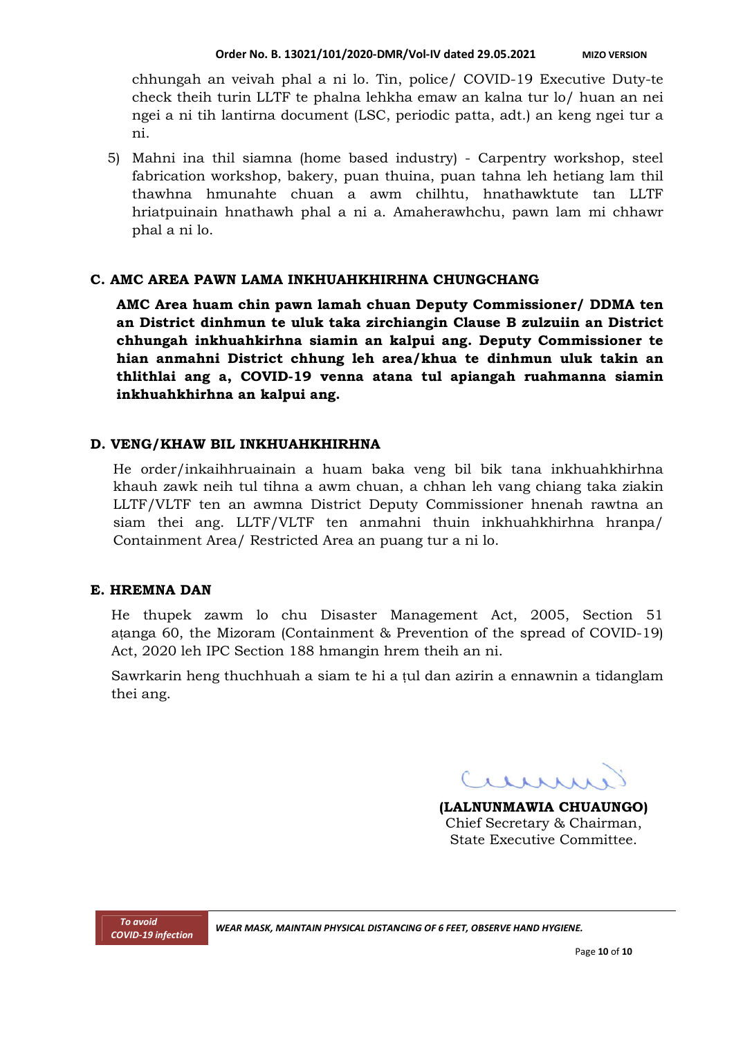chhungah an veivah phal a ni lo. Tin, police/ COVID-19 Executive Duty-te check theih turin LLTF te phalna lehkha emaw an kalna tur lo/ huan an nei ngei a ni tih lantirna document (LSC, periodic patta, adt.) an keng ngei tur a ni.

5) Mahni ina thil siamna (home based industry) - Carpentry workshop, steel fabrication workshop, bakery, puan thuina, puan tahna leh hetiang lam thil thawhna hmunahte chuan a awm chilhtu, hnathawktute tan LLTF hriatpuinain hnathawh phal a ni a. Amaherawhchu, pawn lam mi chhawr phal a ni lo.

## C. AMC AREA PAWN LAMA INKHUAHKHIRHNA CHUNGCHANG

**AMC Area huam chin pawn lamah chuan Deputy Commissioner/ DDMA ten an District dinhmun te uluk taka zirchiangin Clause B zulzuiin an District chhungah inkhuahkirhna siamin an kalpui ang. Deputy Commissioner te hian anmahni District chhung leh area/khua te dinhmun uluk takin an thlithlai ang a, COVID-19 venna atana tul apiangah ruahmanna siamin inkhuahkhirhna an kalpui ang.**

## D. VENG/KHAW BIL INKHUAHKHIRHNA

He order/inkaihhruainain a huam baka veng bil bik tana inkhuahkhirhna khauh zawk neih tul tihna a awm chuan, a chhan leh vang chiang taka ziakin LLTF/VLTF ten an awmna District Deputy Commissioner hnenah rawtna an siam thei ang. LLTF/VLTF ten anmahni thuin inkhuahkhirhna hranpa/ Containment Area/ Restricted Area an puang tur a ni lo.

## E. HREMNA DAN

He thupek zawm lo chu Disaster Management Act, 2005, Section 51 aṭanga 60, the Mizoram (Containment & Prevention of the spread of COVID-19) Act, 2020 leh IPC Section 188 hmangin hrem theih an ni.

Sawrkarin heng thuchhuah a siam te hi a ṭul dan azirin a ennawnin a tidanglam thei ang.

**(LALNUNMAWIA CHUAUNGO)**
Chief Secretary & Chairman,
State Executive Committee.

*To avoid COVID-19 infection* — *WEAR MASK, MAINTAIN PHYSICAL DISTANCING OF 6 FEET, OBSERVE HAND HYGIENE.*